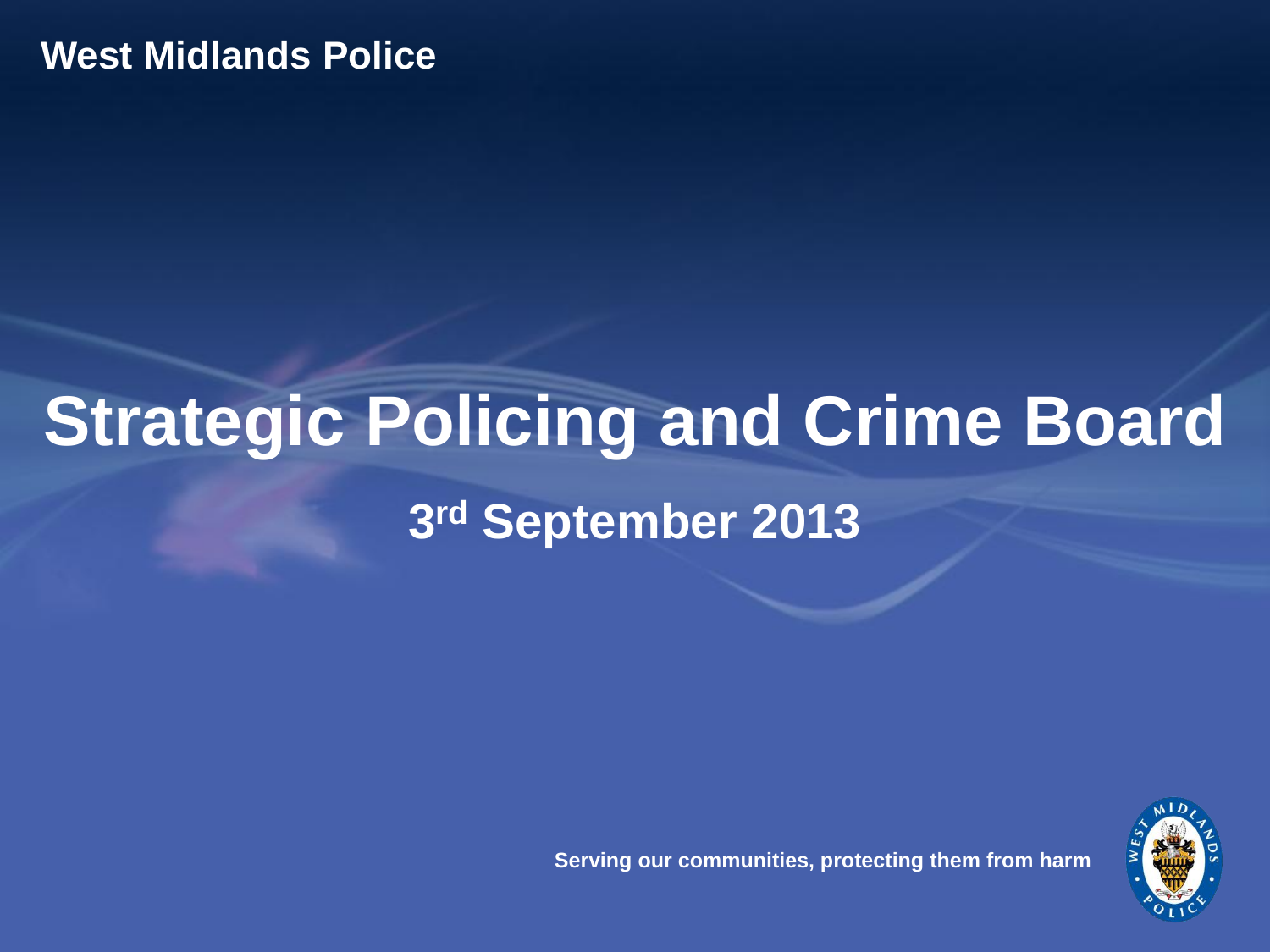West Midlands Police

# Strategic Policing and Crime Board

## 3rd September 2013

Serving our communities, protecting them from harm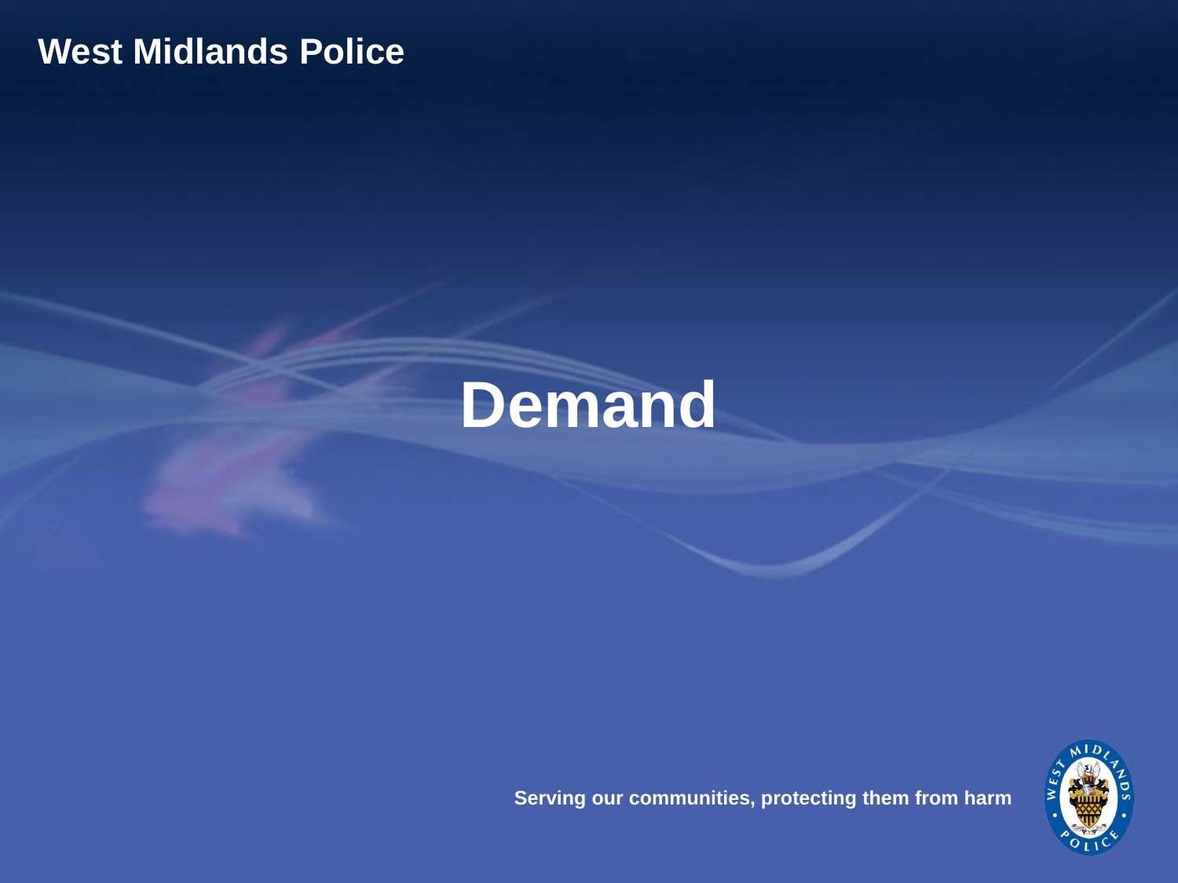# Demand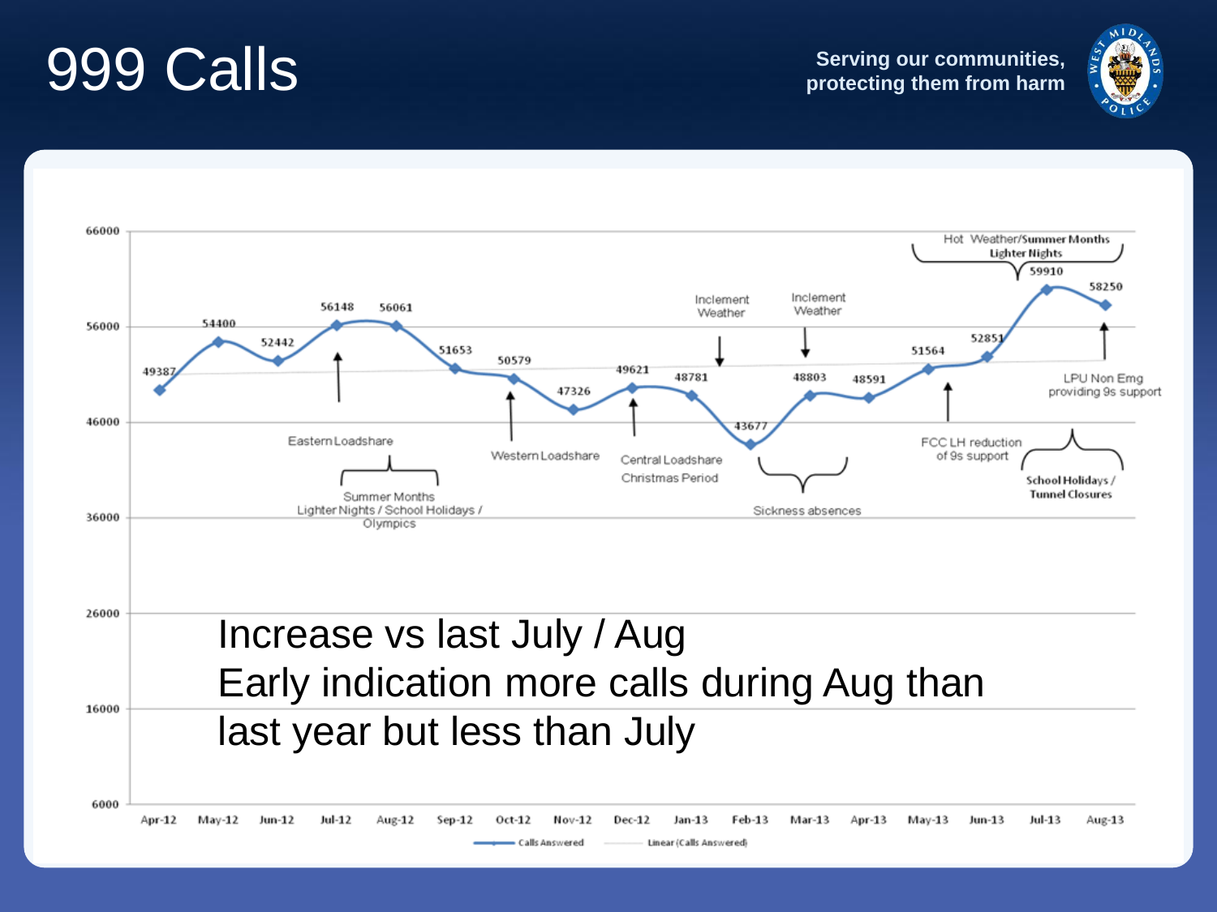# 999 Calls

Serving our communities, protecting them from harm

66000
56000
46000
36000
26000
16000
6000

49387
54400
52442
56148
56061
51653
50579
47326
49621
48781
43677
48803
48591
51564
52851
59910
58250

Apr-12 May-12 Jun-12 Jul-12 Aug-12 Sep-12 Oct-12 Nov-12 Dec-12 Jan-13 Feb-13 Mar-13 Apr-13 May-13 Jun-13 Jul-13 Aug-13

Calls Answered
Linear (Calls Answered)

Eastern Loadshare

Summer Months
Lighter Nights / School Holidays / Olympics

Western Loadshare

Central Loadshare
Christmas Period

Inclement Weather

Inclement Weather

Sickness absences

FCC LH reduction of 9s support

Hot Weather/Summer Months
Lighter Nights

LPU Non Emg providing 9s support

School Holidays / Tunnel Closures

Increase vs last July / Aug
Early indication more calls during Aug than last year but less than July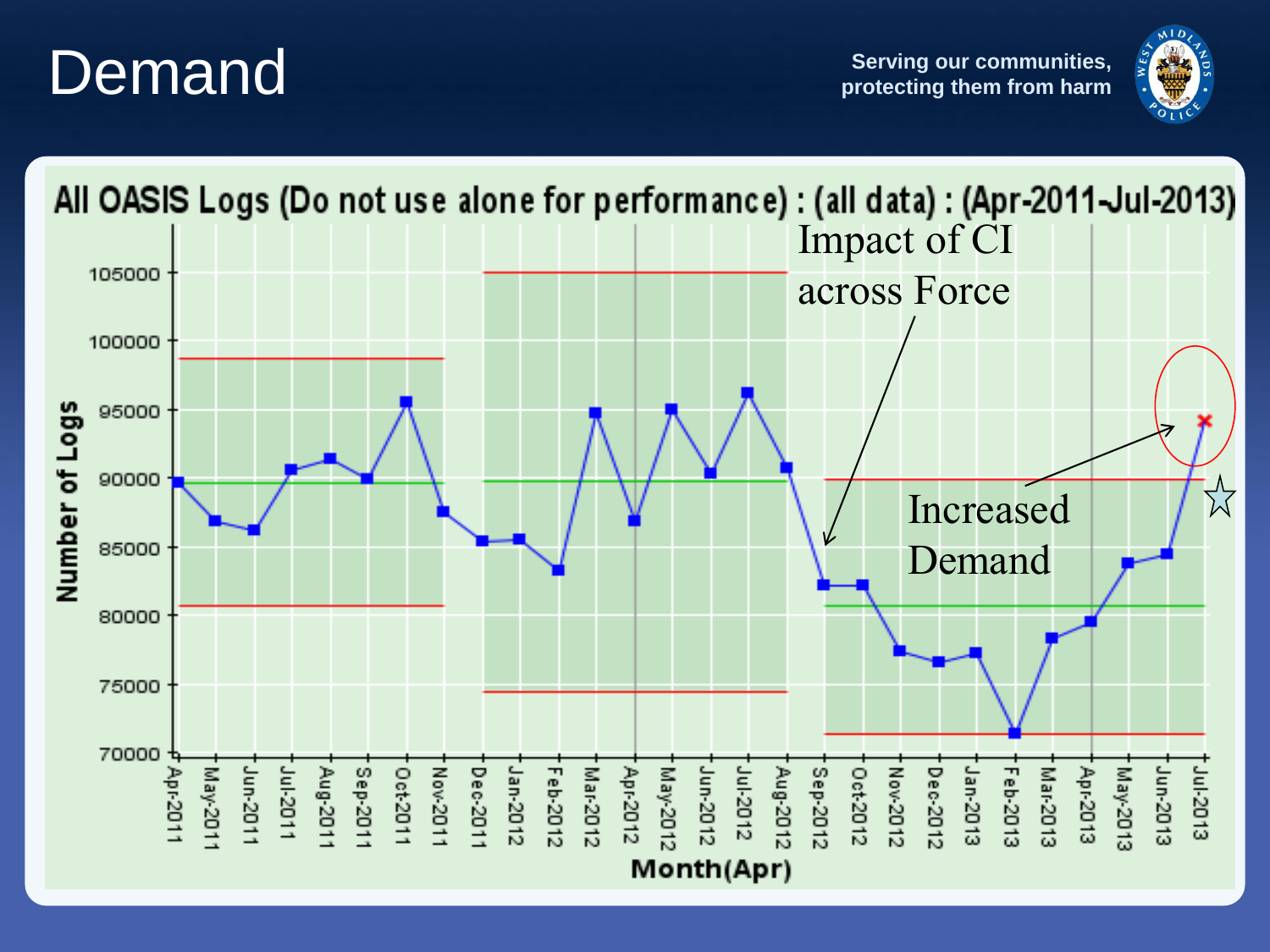# Demand

Serving our communities, protecting them from harm

All OASIS Logs (Do not use alone for performance) : (all data) : (Apr-2011-Jul-2013)

Impact of CI across Force

Increased Demand

Number of Logs

105000
100000
95000
90000
85000
80000
75000
70000

Apr-2011
May-2011
Jun-2011
Jul-2011
Aug-2011
Sep-2011
Oct-2011
Nov-2011
Dec-2011
Jan-2012
Feb-2012
Mar-2012
Apr-2012
May-2012
Jun-2012
Jul-2012
Aug-2012
Sep-2012
Oct-2012
Nov-2012
Dec-2012
Jan-2013
Feb-2013
Mar-2013
Apr-2013
May-2013
Jun-2013
Jul-2013

Month(Apr)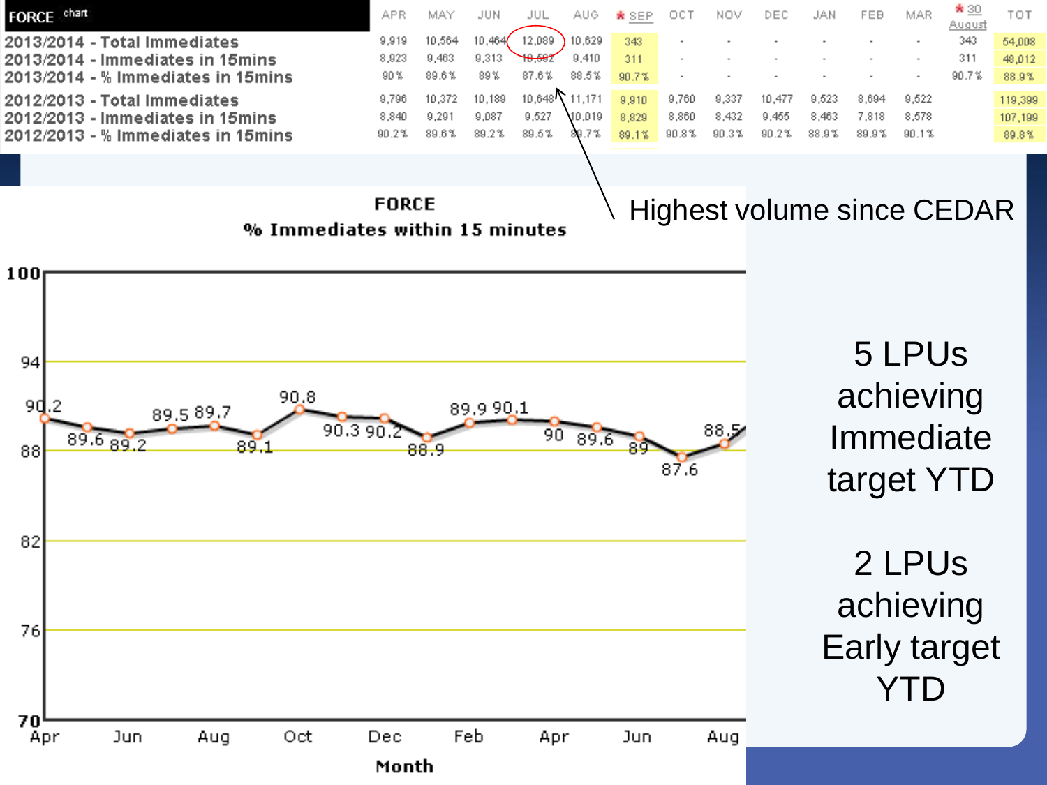| FORCE chart | APR | MAY | JUN | JUL | AUG | * SEP | OCT | NOV | DEC | JAN | FEB | MAR | * 30 August | TOT |
|---|---|---|---|---|---|---|---|---|---|---|---|---|---|---|
| 2013/2014 - Total Immediates | 9,919 | 10,564 | 10,464 | 12,089 | 10,629 | 343 | - | - | - | - | - | - | 343 | 54,008 |
| 2013/2014 - Immediates in 15mins | 8,923 | 9,463 | 9,313 | 10,592 | 9,410 | 311 | - | - | - | - | - | - | 311 | 48,012 |
| 2013/2014 - % Immediates in 15mins | 90% | 89.6% | 89% | 87.6% | 88.5% | 90.7% | - | - | - | - | - | - | 90.7% | 88.9% |
| 2012/2013 - Total Immediates | 9,796 | 10,372 | 10,189 | 10,648 | 11,171 | 9,910 | 9,760 | 9,337 | 10,477 | 9,523 | 8,694 | 9,522 | | 119,399 |
| 2012/2013 - Immediates in 15mins | 8,840 | 9,291 | 9,087 | 9,527 | 10,019 | 8,829 | 8,860 | 8,432 | 9,455 | 8,463 | 7,818 | 8,578 | | 107,199 |
| 2012/2013 - % Immediates in 15mins | 90.2% | 89.6% | 89.2% | 89.5% | 89.7% | 89.1% | 90.8% | 90.3% | 90.2% | 88.9% | 89.9% | 90.1% | | 89.8% |

Highest volume since CEDAR

FORCE
% Immediates within 15 minutes

100
94
88
82
76
70

90.2, 89.6, 89.2, 89.5, 89.7, 89.1, 90.8, 90.3, 90.2, 88.9, 89.9, 90.1, 90, 89.6, 89, 87.6, 88.5

Apr Jun Aug Oct Dec Feb Apr Jun Aug

Month

5 LPUs achieving Immediate target YTD

2 LPUs achieving Early target YTD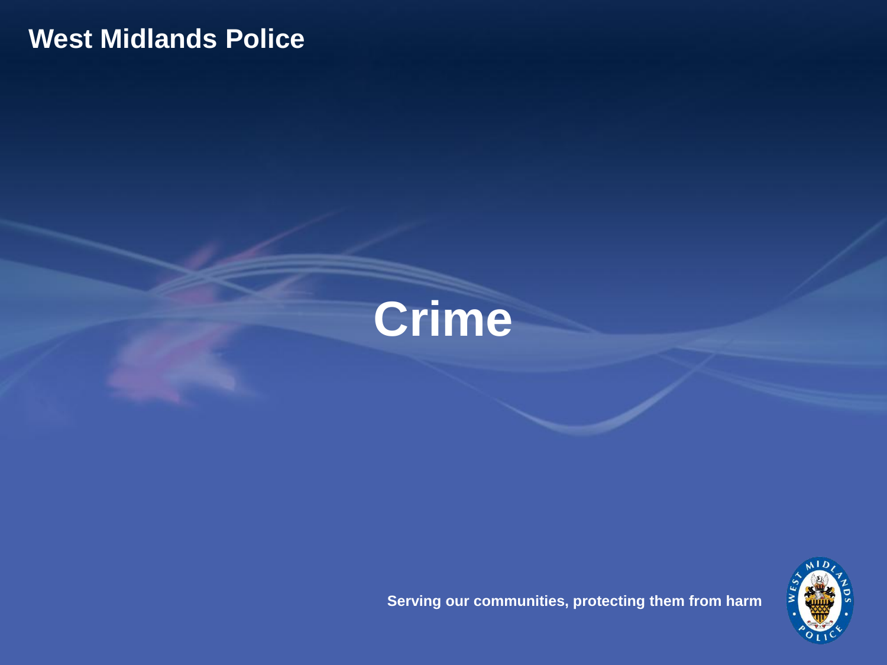West Midlands Police

# Crime

Serving our communities, protecting them from harm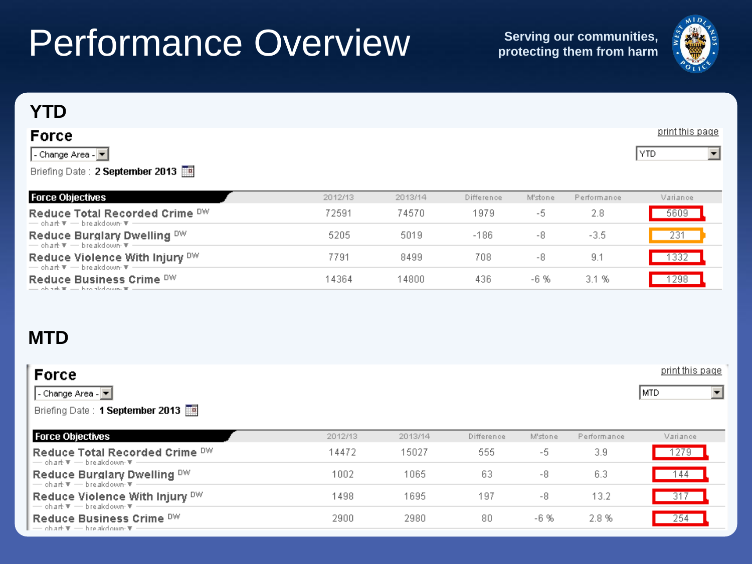# Performance Overview

Serving our communities, protecting them from harm

## YTD

### Force

print this page

- Change Area -

YTD

Briefing Date : **2 September 2013**

| Force Objectives | 2012/13 | 2013/14 | Difference | M'stone | Performance | Variance |
|---|---|---|---|---|---|---|
| Reduce Total Recorded Crime DW | 72591 | 74570 | 1979 | -5 | 2.8 | 5609 |
| Reduce Burglary Dwelling DW | 5205 | 5019 | -186 | -8 | -3.5 | 231 |
| Reduce Violence With Injury DW | 7791 | 8499 | 708 | -8 | 9.1 | 1332 |
| Reduce Business Crime DW | 14364 | 14800 | 436 | -6 % | 3.1 % | 1298 |

## MTD

### Force

print this page

- Change Area -

MTD

Briefing Date : **1 September 2013**

| Force Objectives | 2012/13 | 2013/14 | Difference | M'stone | Performance | Variance |
|---|---|---|---|---|---|---|
| Reduce Total Recorded Crime DW | 14472 | 15027 | 555 | -5 | 3.9 | 1279 |
| Reduce Burglary Dwelling DW | 1002 | 1065 | 63 | -8 | 6.3 | 144 |
| Reduce Violence With Injury DW | 1498 | 1695 | 197 | -8 | 13.2 | 317 |
| Reduce Business Crime DW | 2900 | 2980 | 80 | -6 % | 2.8 % | 254 |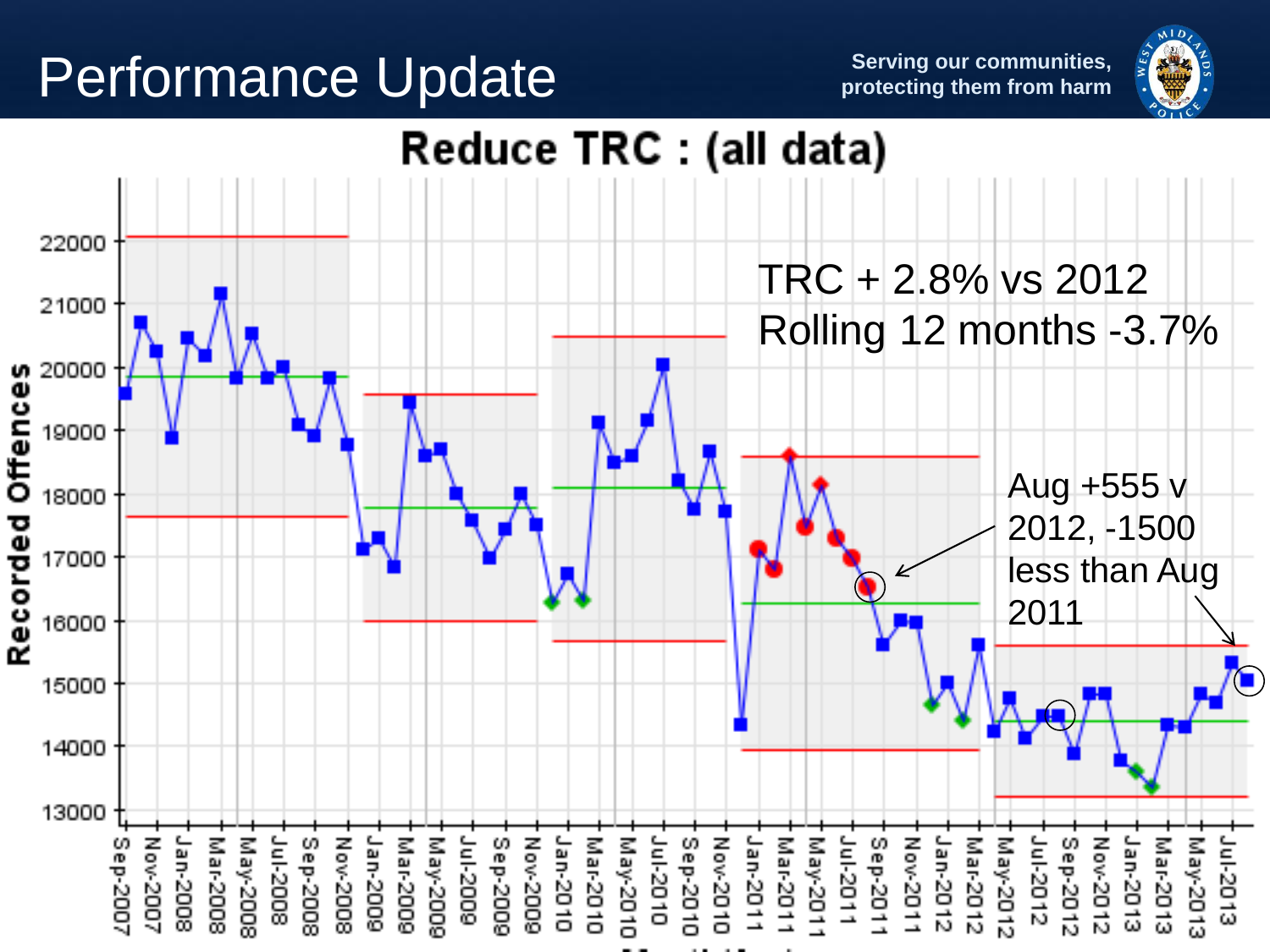# Performance Update

Serving our communities, protecting them from harm

## Reduce TRC : (all data)

TRC + 2.8% vs 2012
Rolling 12 months -3.7%

Aug +555 v 2012, -1500 less than Aug 2011

Recorded Offences

22000
21000
20000
19000
18000
17000
16000
15000
14000
13000

Sep-2007
Nov-2007
Jan-2008
Mar-2008
May-2008
Jul-2008
Sep-2008
Nov-2008
Jan-2009
Mar-2009
May-2009
Jul-2009
Sep-2009
Nov-2009
Jan-2010
Mar-2010
May-2010
Jul-2010
Sep-2010
Nov-2010
Jan-2011
Mar-2011
May-2011
Jul-2011
Sep-2011
Nov-2011
Jan-2012
Mar-2012
May-2012
Jul-2012
Sep-2012
Nov-2012
Jan-2013
Mar-2013
May-2013
Jul-2013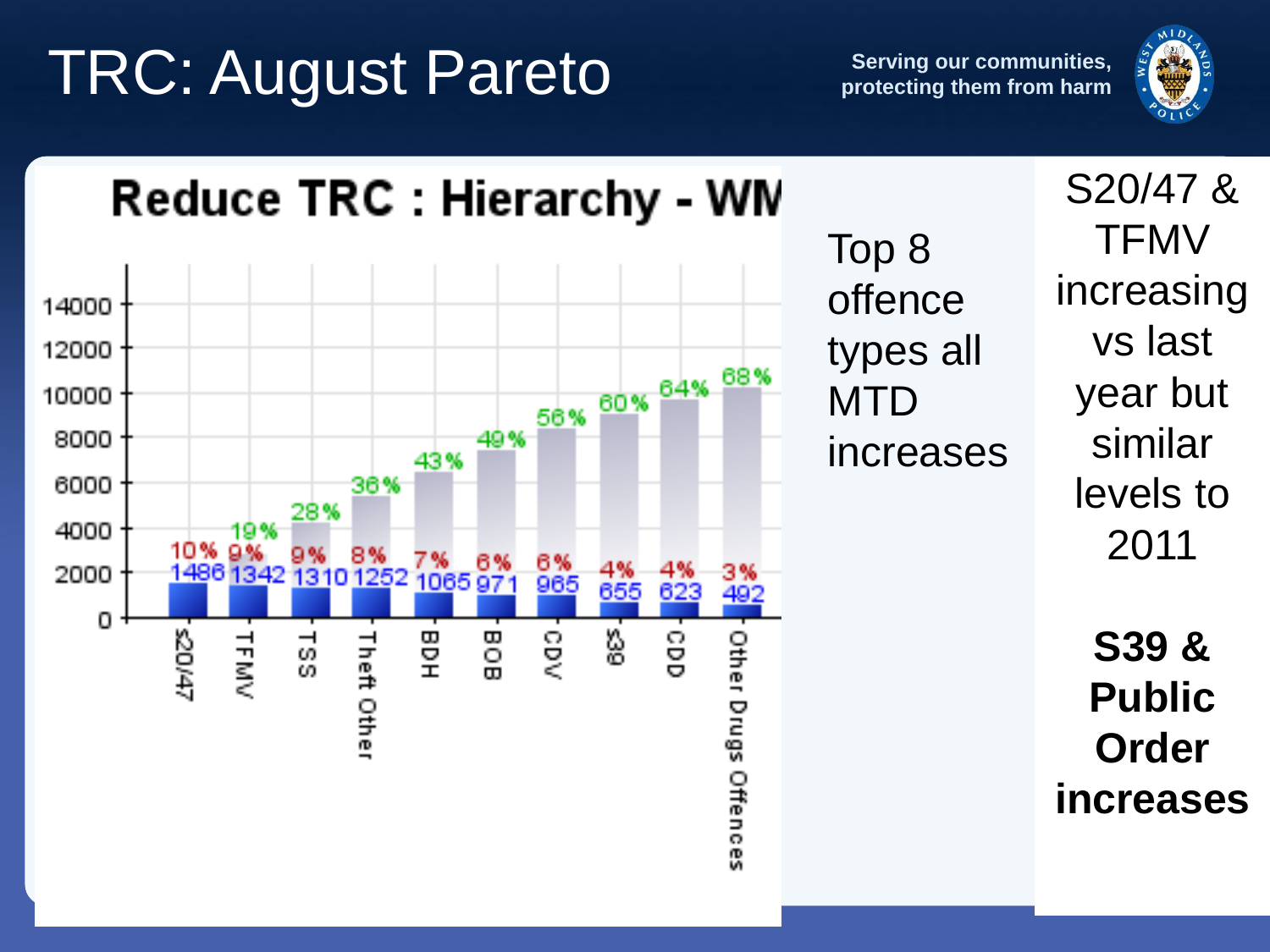# TRC: August Pareto

Serving our communities, protecting them from harm

Reduce TRC : Hierarchy - WM

14000
12000
10000
8000
6000
4000
2000
0

10% 9% 9% 8% 7% 6% 6% 4% 4% 3%

19% 28% 36% 43% 49% 56% 60% 64% 68%

1486 1342 1310 1252 1065 971 965 655 623 492

s20/47
TFMV
TSS
Theft Other
BDH
BOB
CDV
s39
CDD
Other Drugs Offences

Top 8 offence types all MTD increases

S20/47 & TFMV increasing vs last year but similar levels to 2011

**S39 & Public Order increases**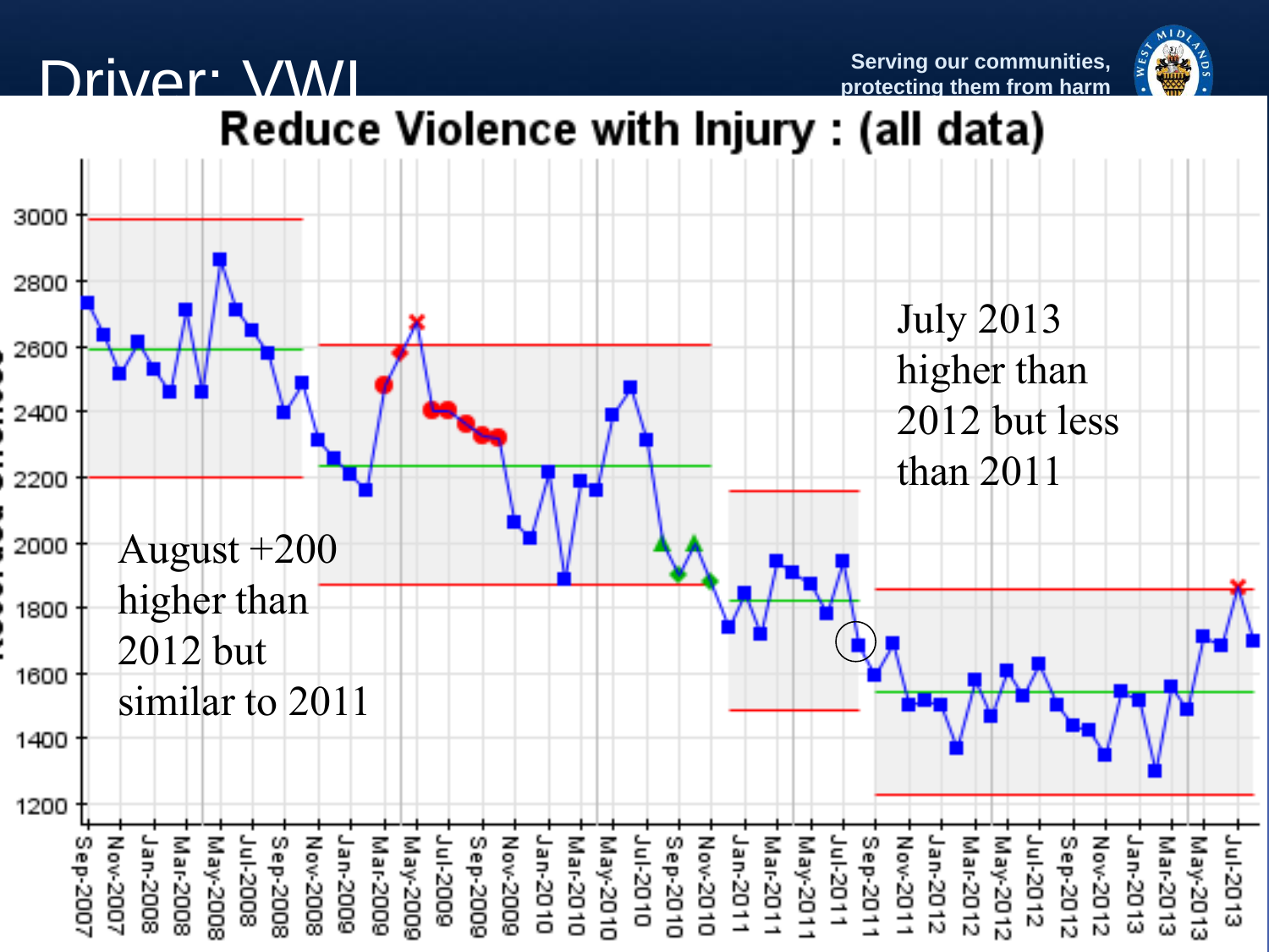# Driver: VWI

Serving our communities, protecting them from harm

## Reduce Violence with Injury : (all data)

3000
2800
2600
2400
2200
2000
1800
1600
1400
1200

Sep-2007
Nov-2007
Jan-2008
Mar-2008
May-2008
Jul-2008
Sep-2008
Nov-2008
Jan-2009
Mar-2009
May-2009
Jul-2009
Sep-2009
Nov-2009
Jan-2010
Mar-2010
May-2010
Jul-2010
Sep-2010
Nov-2010
Jan-2011
Mar-2011
May-2011
Jul-2011
Sep-2011
Nov-2011
Jan-2012
Mar-2012
May-2012
Jul-2012
Sep-2012
Nov-2012
Jan-2013
Mar-2013
May-2013
Jul-2013

July 2013 higher than 2012 but less than 2011

August +200 higher than 2012 but similar to 2011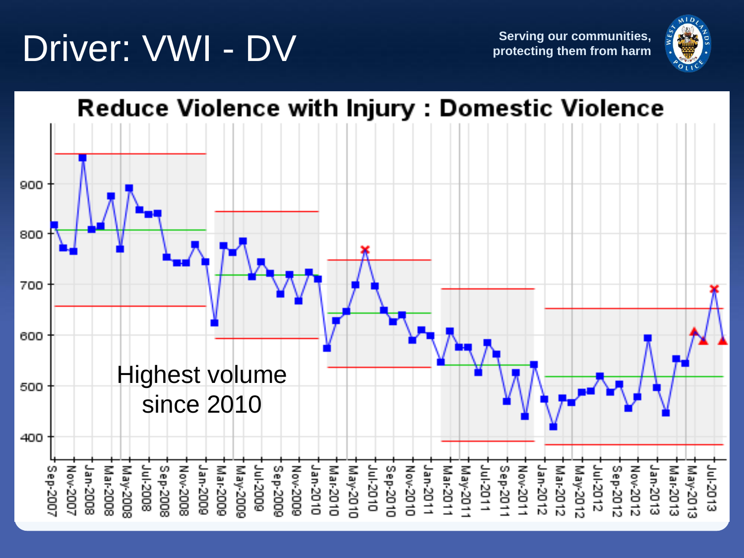# Driver: VWI - DV

Serving our communities, protecting them from harm

Reduce Violence with Injury : Domestic Violence

900
800
700
600
500
400

Sep-2007
Nov-2007
Jan-2008
Mar-2008
May-2008
Jul-2008
Sep-2008
Nov-2008
Jan-2009
Mar-2009
May-2009
Jul-2009
Sep-2009
Nov-2009
Jan-2010
Mar-2010
May-2010
Jul-2010
Sep-2010
Nov-2010
Jan-2011
Mar-2011
May-2011
Jul-2011
Sep-2011
Nov-2011
Jan-2012
Mar-2012
May-2012
Jul-2012
Sep-2012
Nov-2012
Jan-2013
Mar-2013
May-2013
Jul-2013

Highest volume since 2010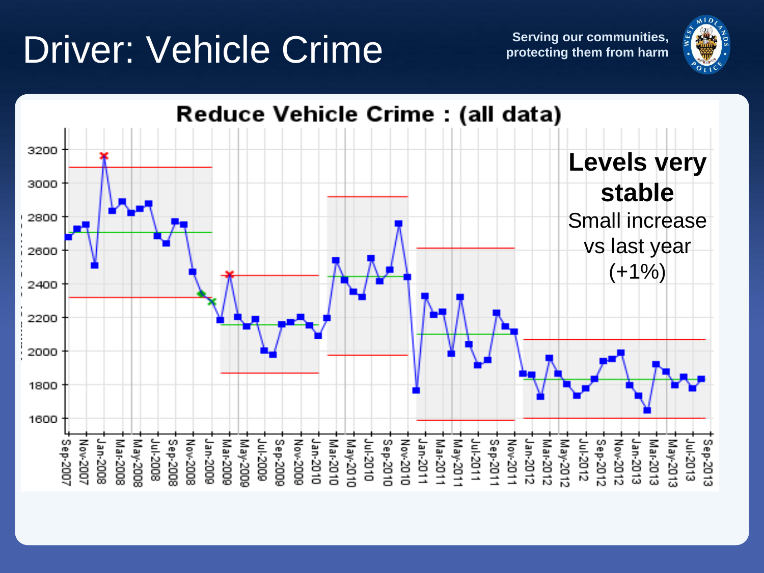# Driver: Vehicle Crime

Serving our communities, protecting them from harm

Reduce Vehicle Crime : (all data)

3200
3000
2800
2600
2400
2200
2000
1800
1600

Sep-2007
Nov-2007
Jan-2008
Mar-2008
May-2008
Jul-2008
Sep-2008
Nov-2008
Jan-2009
Mar-2009
May-2009
Jul-2009
Sep-2009
Nov-2009
Jan-2010
Mar-2010
May-2010
Jul-2010
Sep-2010
Nov-2010
Jan-2011
Mar-2011
May-2011
Jul-2011
Sep-2011
Nov-2011
Jan-2012
Mar-2012
May-2012
Jul-2012
Sep-2012
Nov-2012
Jan-2013
Mar-2013
May-2013
Jul-2013
Sep-2013

**Levels very stable**

Small increase vs last year (+1%)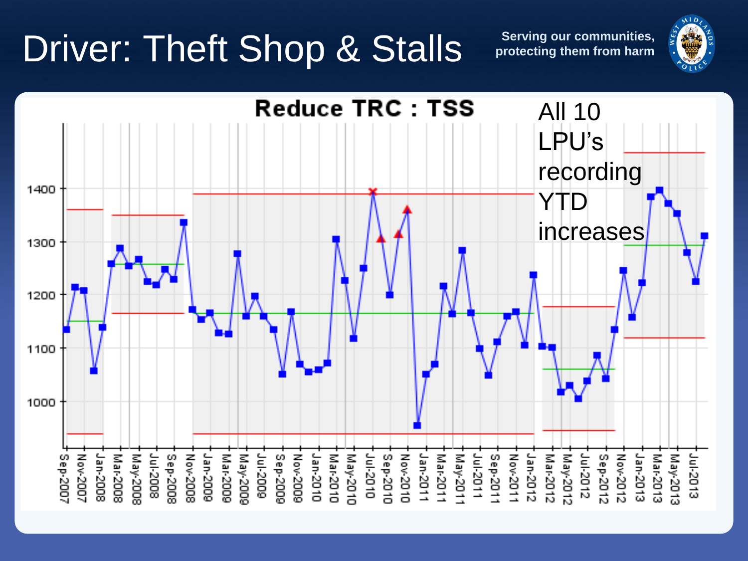# Driver: Theft Shop & Stalls

Serving our communities, protecting them from harm

Reduce TRC : TSS

All 10 LPU's recording YTD increases

1400
1300
1200
1100
1000

Sep-2007
Nov-2007
Jan-2008
Mar-2008
May-2008
Jul-2008
Sep-2008
Nov-2008
Jan-2009
Mar-2009
May-2009
Jul-2009
Sep-2009
Nov-2009
Jan-2010
Mar-2010
May-2010
Jul-2010
Sep-2010
Nov-2010
Jan-2011
Mar-2011
May-2011
Jul-2011
Sep-2011
Nov-2011
Jan-2012
Mar-2012
May-2012
Jul-2012
Sep-2012
Nov-2012
Jan-2013
Mar-2013
May-2013
Jul-2013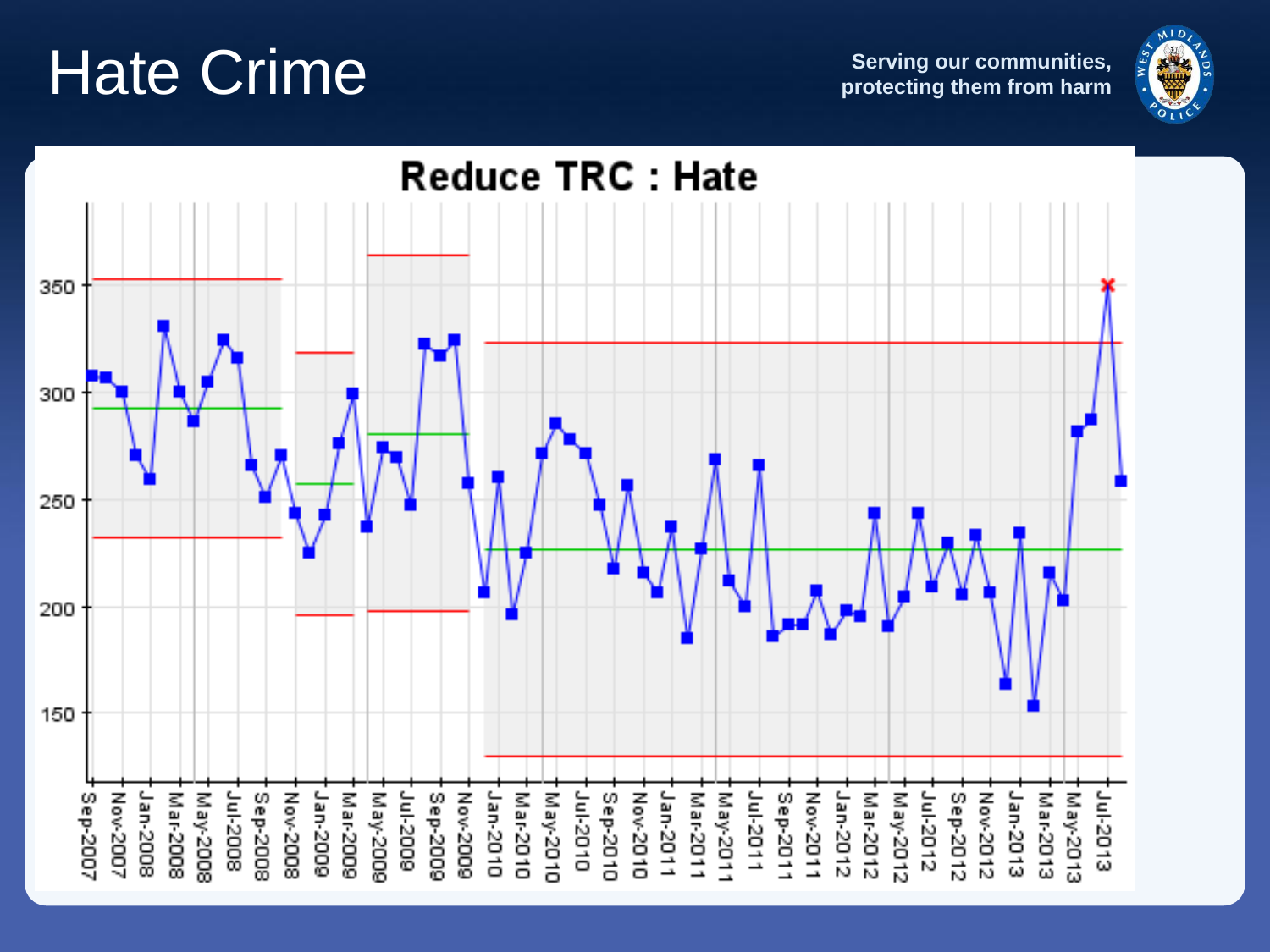# Hate Crime

Serving our communities, protecting them from harm

Reduce TRC : Hate

350

300

250

200

150

Sep-2007
Nov-2007
Jan-2008
Mar-2008
May-2008
Jul-2008
Sep-2008
Nov-2008
Jan-2009
Mar-2009
May-2009
Jul-2009
Sep-2009
Nov-2009
Jan-2010
Mar-2010
May-2010
Jul-2010
Sep-2010
Nov-2010
Jan-2011
Mar-2011
May-2011
Jul-2011
Sep-2011
Nov-2011
Jan-2012
Mar-2012
May-2012
Jul-2012
Sep-2012
Nov-2012
Jan-2013
Mar-2013
May-2013
Jul-2013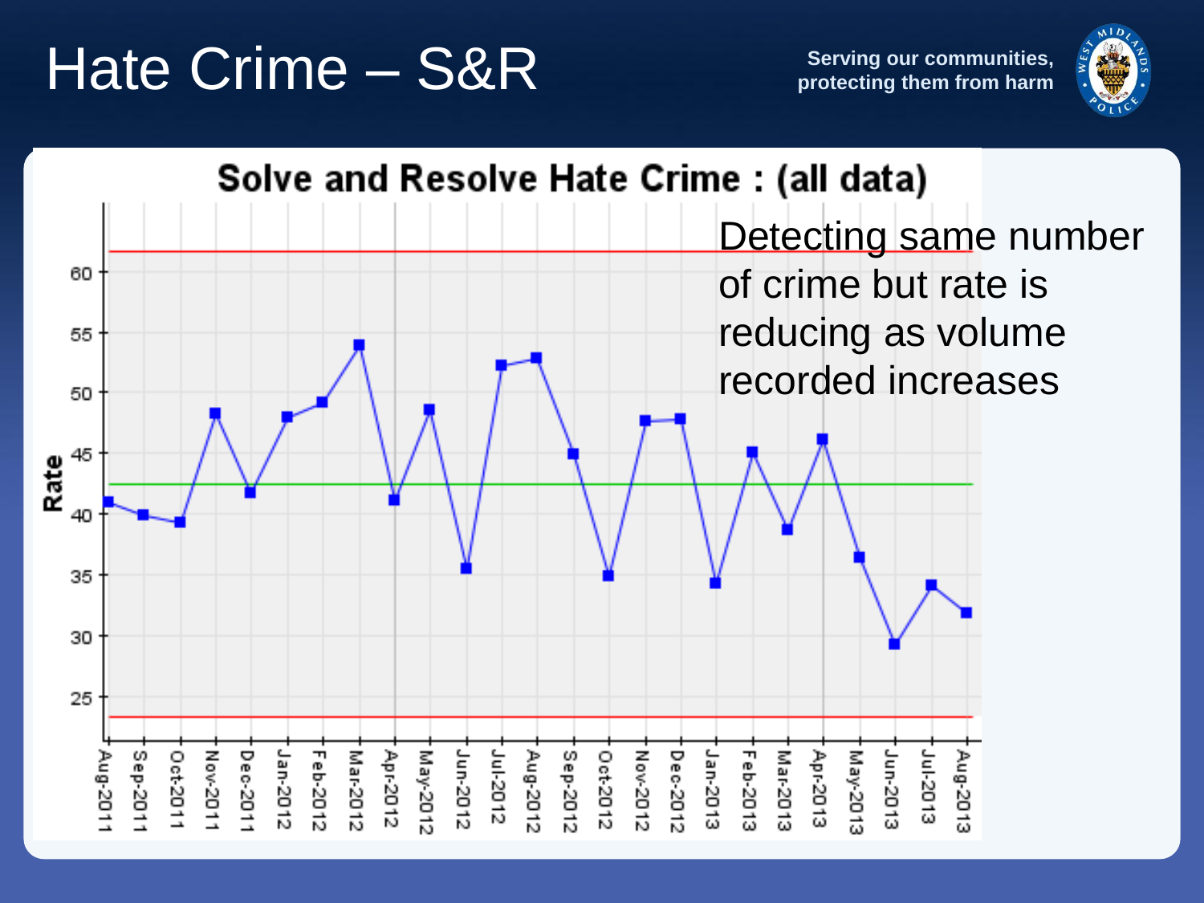# Hate Crime – S&R

Serving our communities, protecting them from harm

Solve and Resolve Hate Crime : (all data)

Detecting same number of crime but rate is reducing as volume recorded increases

Rate

60
55
50
45
40
35
30
25

Aug-2011
Sep-2011
Oct-2011
Nov-2011
Dec-2011
Jan-2012
Feb-2012
Mar-2012
Apr-2012
May-2012
Jun-2012
Jul-2012
Aug-2012
Sep-2012
Oct-2012
Nov-2012
Dec-2012
Jan-2013
Feb-2013
Mar-2013
Apr-2013
May-2013
Jun-2013
Jul-2013
Aug-2013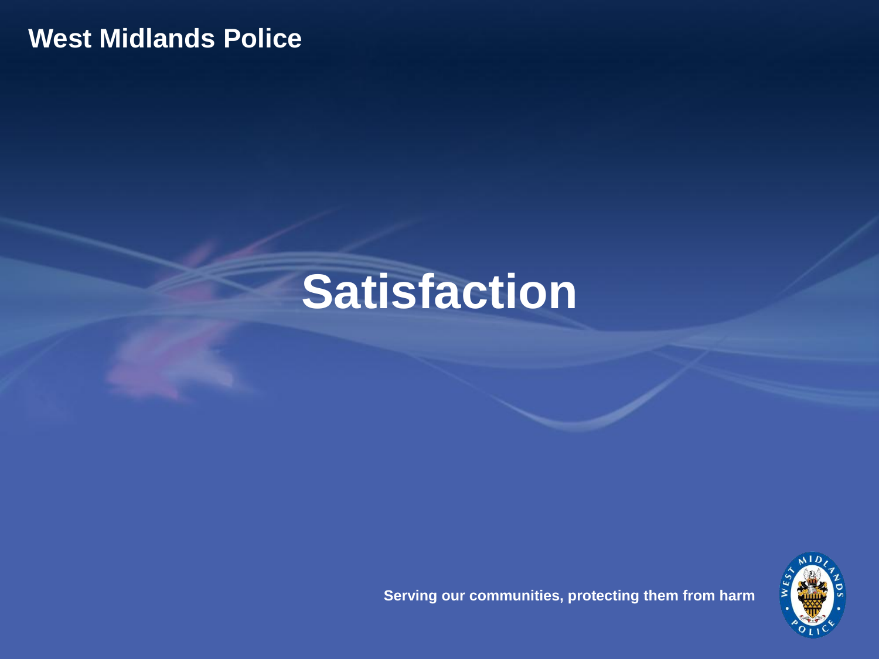# Satisfaction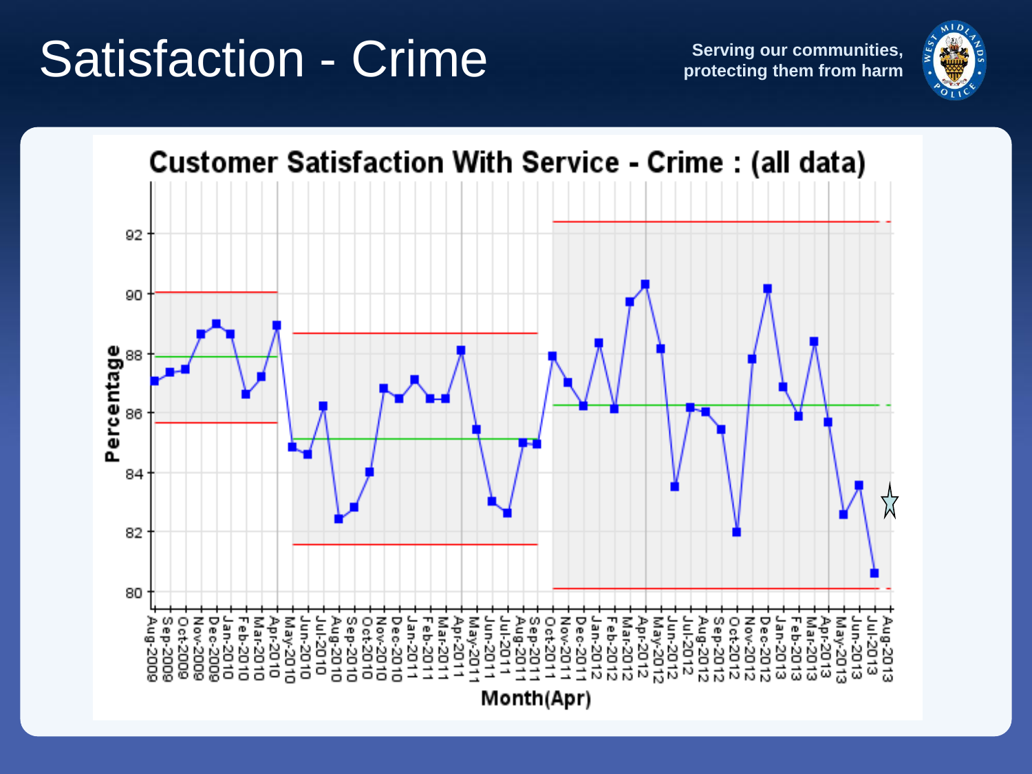# Satisfaction - Crime

Serving our communities, protecting them from harm

WEST MIDLANDS POLICE

Customer Satisfaction With Service - Crime : (all data)

Percentage

92
90
88
86
84
82
80

Aug-2009
Sep-2009
Oct-2009
Nov-2009
Dec-2009
Jan-2010
Feb-2010
Mar-2010
Apr-2010
May-2010
Jun-2010
Jul-2010
Aug-2010
Sep-2010
Oct-2010
Nov-2010
Dec-2010
Jan-2011
Feb-2011
Mar-2011
Apr-2011
May-2011
Jun-2011
Jul-2011
Aug-2011
Sep-2011
Oct-2011
Nov-2011
Dec-2011
Jan-2012
Feb-2012
Mar-2012
Apr-2012
May-2012
Jun-2012
Jul-2012
Aug-2012
Sep-2012
Oct-2012
Nov-2012
Dec-2012
Jan-2013
Feb-2013
Mar-2013
Apr-2013
May-2013
Jun-2013
Jul-2013
Aug-2013

Month(Apr)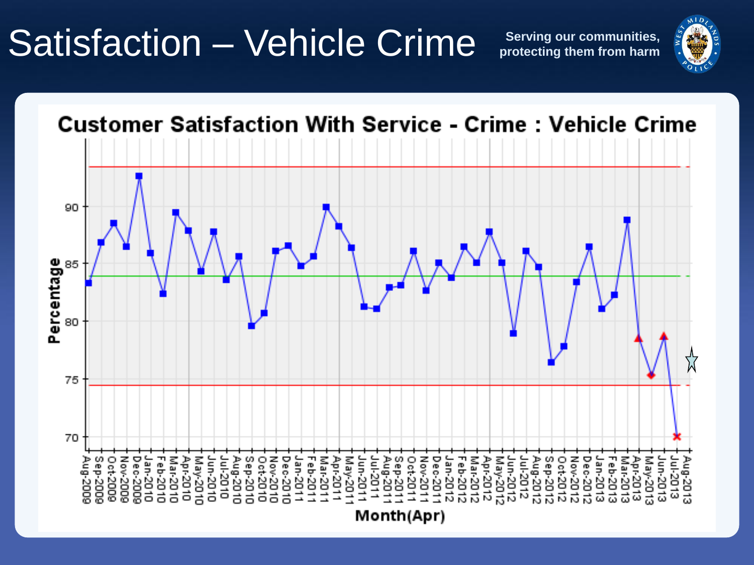# Satisfaction – Vehicle Crime

Serving our communities, protecting them from harm

Customer Satisfaction With Service - Crime : Vehicle Crime

Percentage

90
85
80
75
70

Aug-2009
Sep-2009
Oct-2009
Nov-2009
Dec-2009
Jan-2010
Feb-2010
Mar-2010
Apr-2010
May-2010
Jun-2010
Jul-2010
Aug-2010
Sep-2010
Oct-2010
Nov-2010
Dec-2010
Jan-2011
Feb-2011
Mar-2011
Apr-2011
May-2011
Jun-2011
Jul-2011
Aug-2011
Sep-2011
Oct-2011
Nov-2011
Dec-2011
Jan-2012
Feb-2012
Mar-2012
Apr-2012
May-2012
Jun-2012
Jul-2012
Aug-2012
Sep-2012
Oct-2012
Nov-2012
Dec-2012
Jan-2013
Feb-2013
Mar-2013
Apr-2013
May-2013
Jun-2013
Jul-2013
Aug-2013

Month(Apr)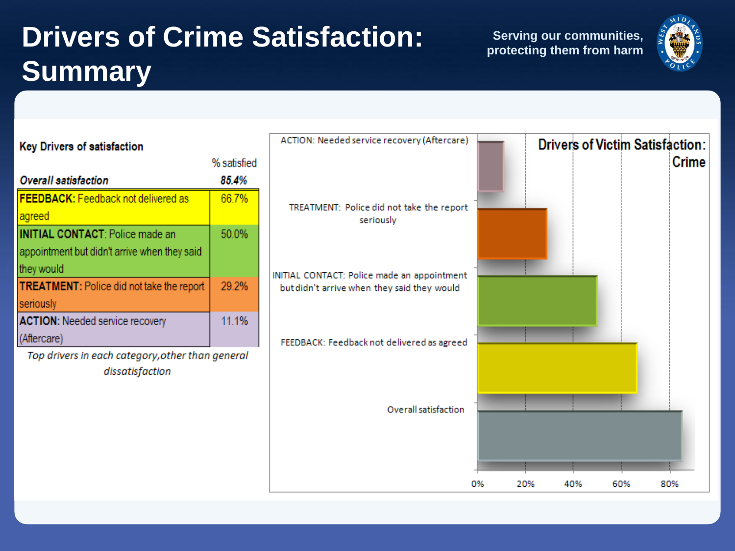# Drivers of Crime Satisfaction: Summary

Serving our communities, protecting them from harm

**Key Drivers of satisfaction**

| | % satisfied |
|---|---|
| ***Overall satisfaction*** | ***85.4%*** |
| **FEEDBACK:** Feedback not delivered as agreed | 66.7% |
| **INITIAL CONTACT**: Police made an appointment but didn't arrive when they said they would | 50.0% |
| **TREATMENT:** Police did not take the report seriously | 29.2% |
| **ACTION:** Needed service recovery (Aftercare) | 11.1% |

*Top drivers in each category, other than general dissatisfaction*

**Drivers of Victim Satisfaction: Crime**

- ACTION: Needed service recovery (Aftercare)
- TREATMENT: Police did not take the report seriously
- INITIAL CONTACT: Police made an appointment but didn't arrive when they said they would
- FEEDBACK: Feedback not delivered as agreed
- Overall satisfaction

0% 20% 40% 60% 80%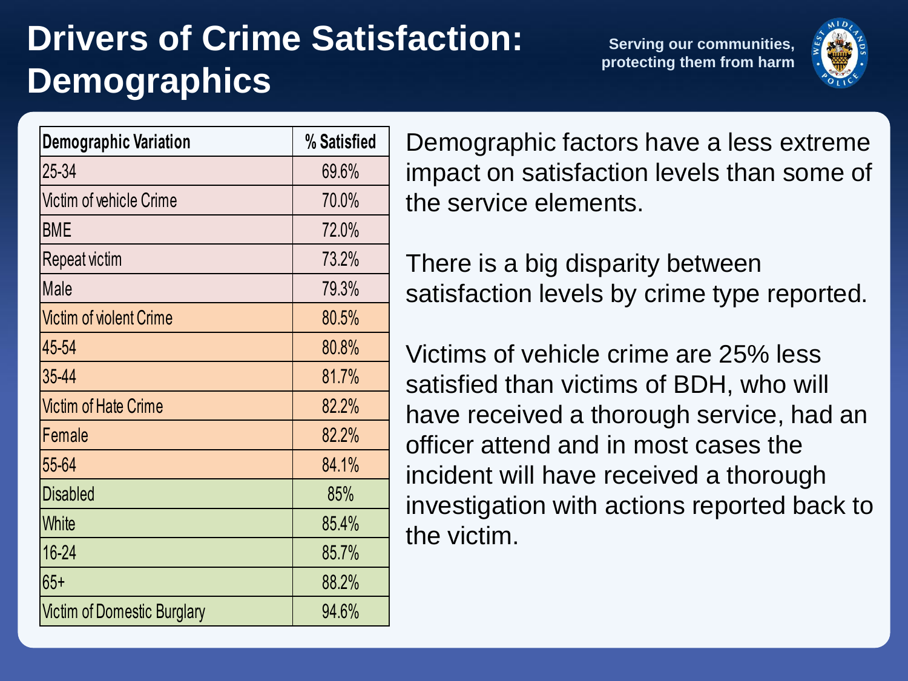# Drivers of Crime Satisfaction: Demographics

Serving our communities, protecting them from harm

| Demographic Variation | % Satisfied |
|---|---|
| 25-34 | 69.6% |
| Victim of vehicle Crime | 70.0% |
| BME | 72.0% |
| Repeat victim | 73.2% |
| Male | 79.3% |
| Victim of violent Crime | 80.5% |
| 45-54 | 80.8% |
| 35-44 | 81.7% |
| Victim of Hate Crime | 82.2% |
| Female | 82.2% |
| 55-64 | 84.1% |
| Disabled | 85% |
| White | 85.4% |
| 16-24 | 85.7% |
| 65+ | 88.2% |
| Victim of Domestic Burglary | 94.6% |

Demographic factors have a less extreme impact on satisfaction levels than some of the service elements.

There is a big disparity between satisfaction levels by crime type reported.

Victims of vehicle crime are 25% less satisfied than victims of BDH, who will have received a thorough service, had an officer attend and in most cases the incident will have received a thorough investigation with actions reported back to the victim.